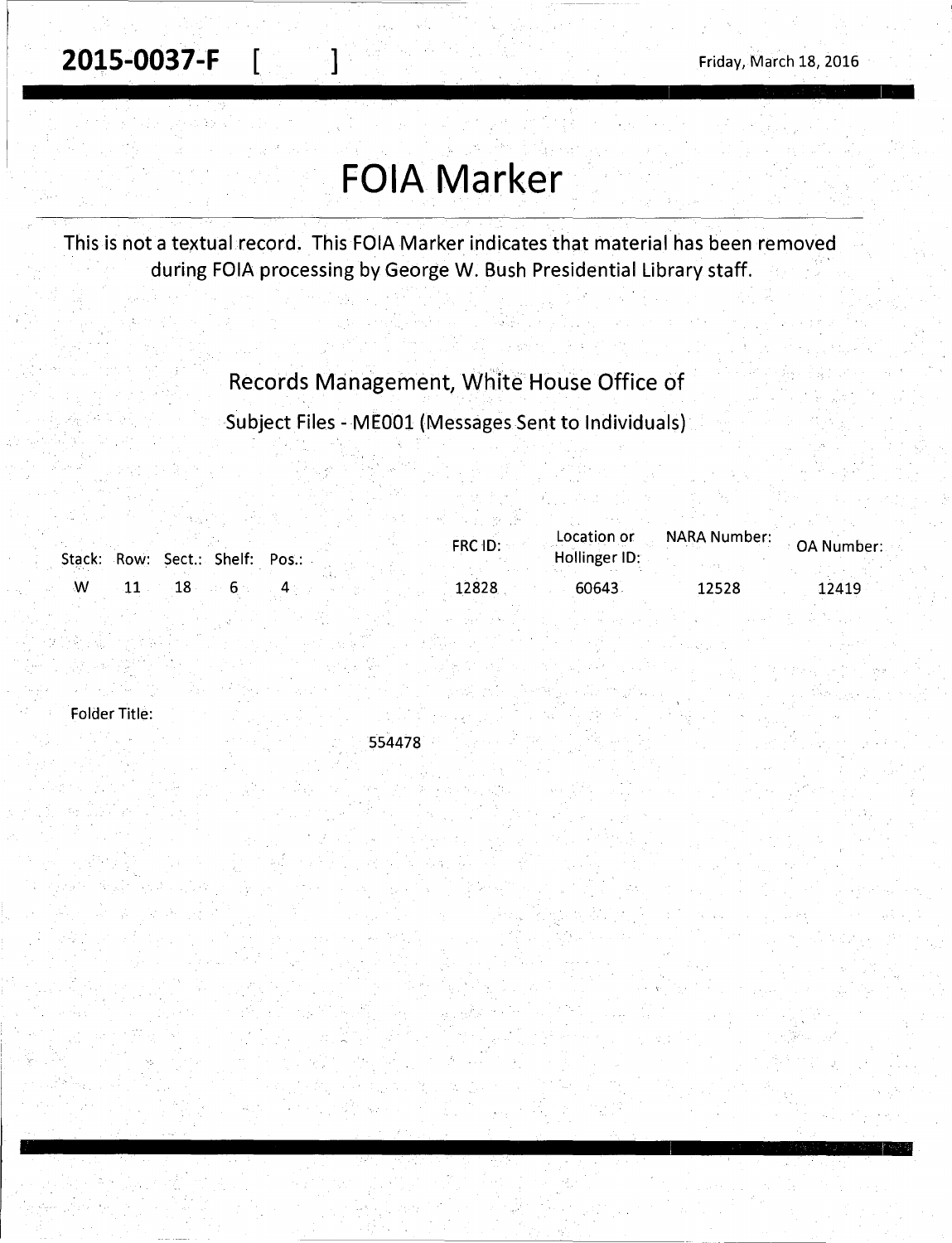**2015-0037-F [ ]** Friday, March 18, 2016

# FOIA Marker

This is not a textual record. This FOIA Marker indicates that material has been removed during FOIA processing by George W. Bush Presidential Library staff.

Records Management, White House Office of

Subject Files - ME001 (Messages Sent to Individuals)

| Stack: | Row: | Sect.: | Shelf: | Pos.: | FRC ID: | Location or Hollinger ID: | NARA Number: | OA Number: |
|---|---|---|---|---|---|---|---|---|
| W | 11 | 18 | 6 | 4 | 12828 | 60643 | 12528 | 12419 |

Folder Title:

554478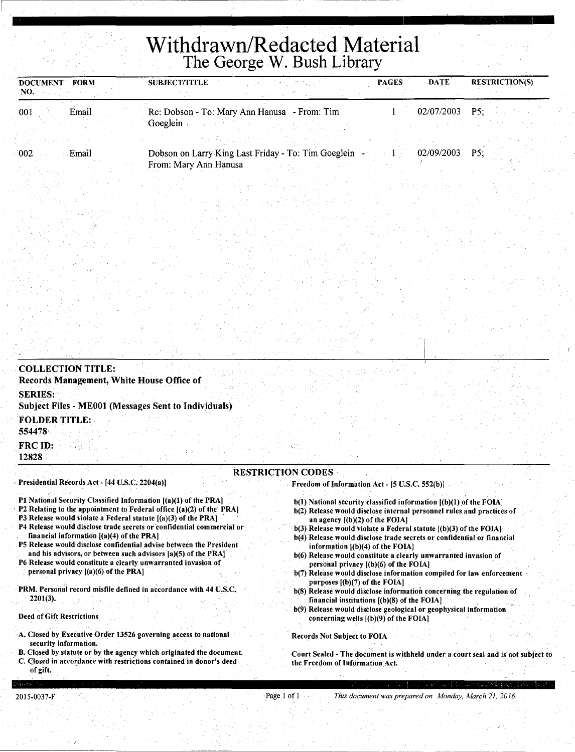# Withdrawn/Redacted Material

## The George W. Bush Library

| DOCUMENT NO. | FORM | SUBJECT/TITLE | PAGES | DATE | RESTRICTION(S) |
|---|---|---|---|---|---|
| 001 | Email | Re: Dobson - To: Mary Ann Hanusa - From: Tim Goeglein | 1 | 02/07/2003 | P5; |
| 002 | Email | Dobson on Larry King Last Friday - To: Tim Goeglein - From: Mary Ann Hanusa | 1 | 02/09/2003 | P5; |

**COLLECTION TITLE:**
Records Management, White House Office of

**SERIES:**
Subject Files - ME001 (Messages Sent to Individuals)

**FOLDER TITLE:**
554478

**FRC ID:**
12828

### RESTRICTION CODES

Presidential Records Act - [44 U.S.C. 2204(a)]

P1 National Security Classified Information [(a)(1) of the PRA]
P2 Relating to the appointment to Federal office [(a)(2) of the PRA]
P3 Release would violate a Federal statute [(a)(3) of the PRA]
P4 Release would disclose trade secrets or confidential commercial or financial information [(a)(4) of the PRA]
P5 Release would disclose confidential advise between the President and his advisors, or between such advisors [a)(5) of the PRA]
P6 Release would constitute a clearly unwarranted invasion of personal privacy [(a)(6) of the PRA]

PRM. Personal record misfile defined in accordance with 44 U.S.C. 2201(3).

Deed of Gift Restrictions

A. Closed by Executive Order 13526 governing access to national security information.
B. Closed by statute or by the agency which originated the document.
C. Closed in accordance with restrictions contained in donor's deed of gift.

Freedom of Information Act - [5 U.S.C. 552(b)]

b(1) National security classified information [(b)(1) of the FOIA]
b(2) Release would disclose internal personnel rules and practices of an agency [(b)(2) of the FOIA]
b(3) Release would violate a Federal statute [(b)(3) of the FOIA]
b(4) Release would disclose trade secrets or confidential or financial information [(b)(4) of the FOIA]
b(6) Release would constitute a clearly unwarranted invasion of personal privacy [(b)(6) of the FOIA]
b(7) Release would disclose information compiled for law enforcement purposes [(b)(7) of the FOIA]
b(8) Release would disclose information concerning the regulation of financial institutions [(b)(8) of the FOIA]
b(9) Release would disclose geological or geophysical information concerning wells [(b)(9) of the FOIA]

Records Not Subject to FOIA

Court Sealed - The document is withheld under a court seal and is not subject to the Freedom of Information Act.

2015-0037-F

*This document was prepared on Monday, March 21, 2016*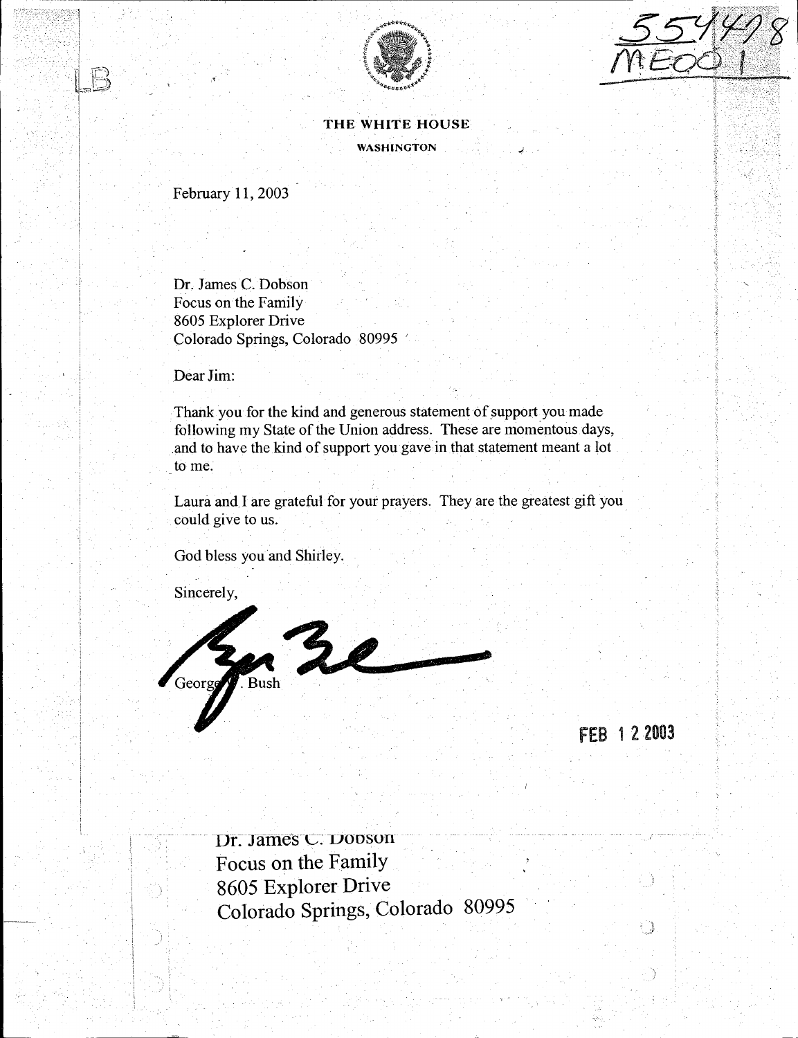LB

554478
MEOO 1

THE WHITE HOUSE

WASHINGTON

February 11, 2003

Dr. James C. Dobson
Focus on the Family
8605 Explorer Drive
Colorado Springs, Colorado 80995

Dear Jim:

Thank you for the kind and generous statement of support you made following my State of the Union address. These are momentous days, and to have the kind of support you gave in that statement meant a lot to me.

Laura and I are grateful for your prayers. They are the greatest gift you could give to us.

God bless you and Shirley.

Sincerely,

George W. Bush

FEB 12 2003

Dr. James C. Dobson
Focus on the Family
8605 Explorer Drive
Colorado Springs, Colorado 80995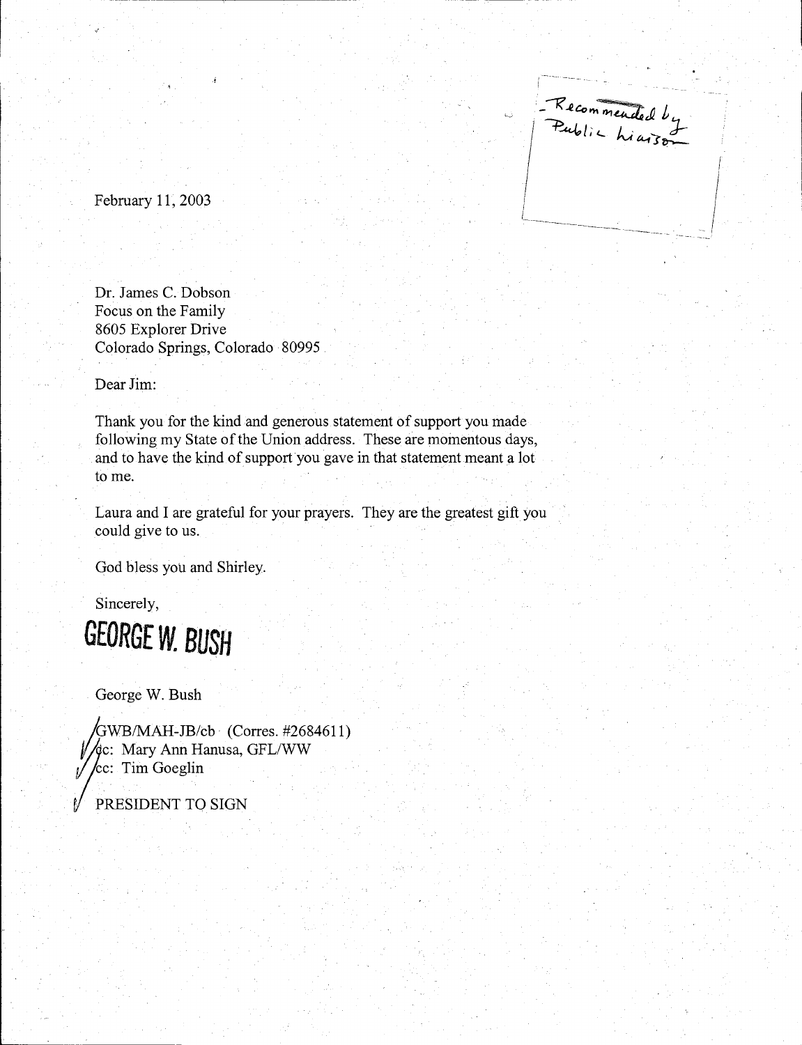- Recommended by Public Liaison

February 11, 2003

Dr. James C. Dobson
Focus on the Family
8605 Explorer Drive
Colorado Springs, Colorado 80995

Dear Jim:

Thank you for the kind and generous statement of support you made following my State of the Union address. These are momentous days, and to have the kind of support you gave in that statement meant a lot to me.

Laura and I are grateful for your prayers. They are the greatest gift you could give to us.

God bless you and Shirley.

Sincerely,

**GEORGE W. BUSH**

George W. Bush

GWB/MAH-JB/cb (Corres. #2684611)
dc: Mary Ann Hanusa, GFL/WW
cc: Tim Goeglin

PRESIDENT TO SIGN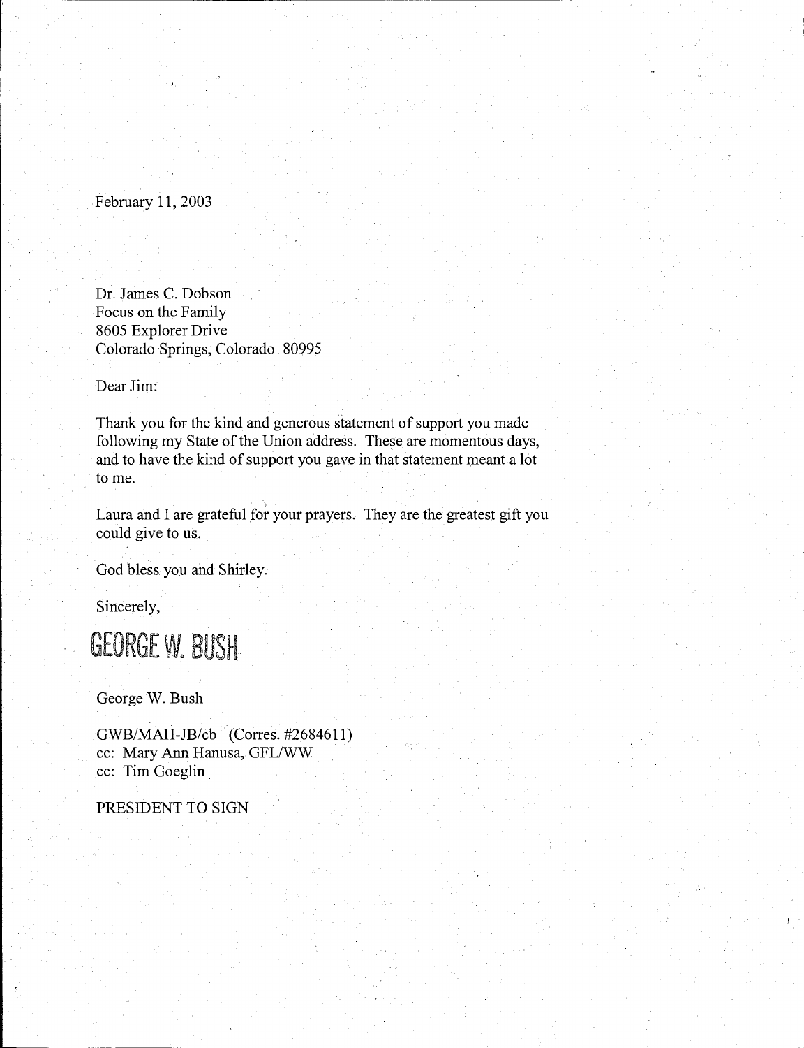February 11, 2003

Dr. James C. Dobson
Focus on the Family
8605 Explorer Drive
Colorado Springs, Colorado 80995

Dear Jim:

Thank you for the kind and generous statement of support you made following my State of the Union address. These are momentous days, and to have the kind of support you gave in that statement meant a lot to me.

Laura and I are grateful for your prayers. They are the greatest gift you could give to us.

God bless you and Shirley.

Sincerely,

GEORGE W. BUSH

George W. Bush

GWB/MAH-JB/cb (Corres. #2684611)
cc: Mary Ann Hanusa, GFL/WW
cc: Tim Goeglin

PRESIDENT TO SIGN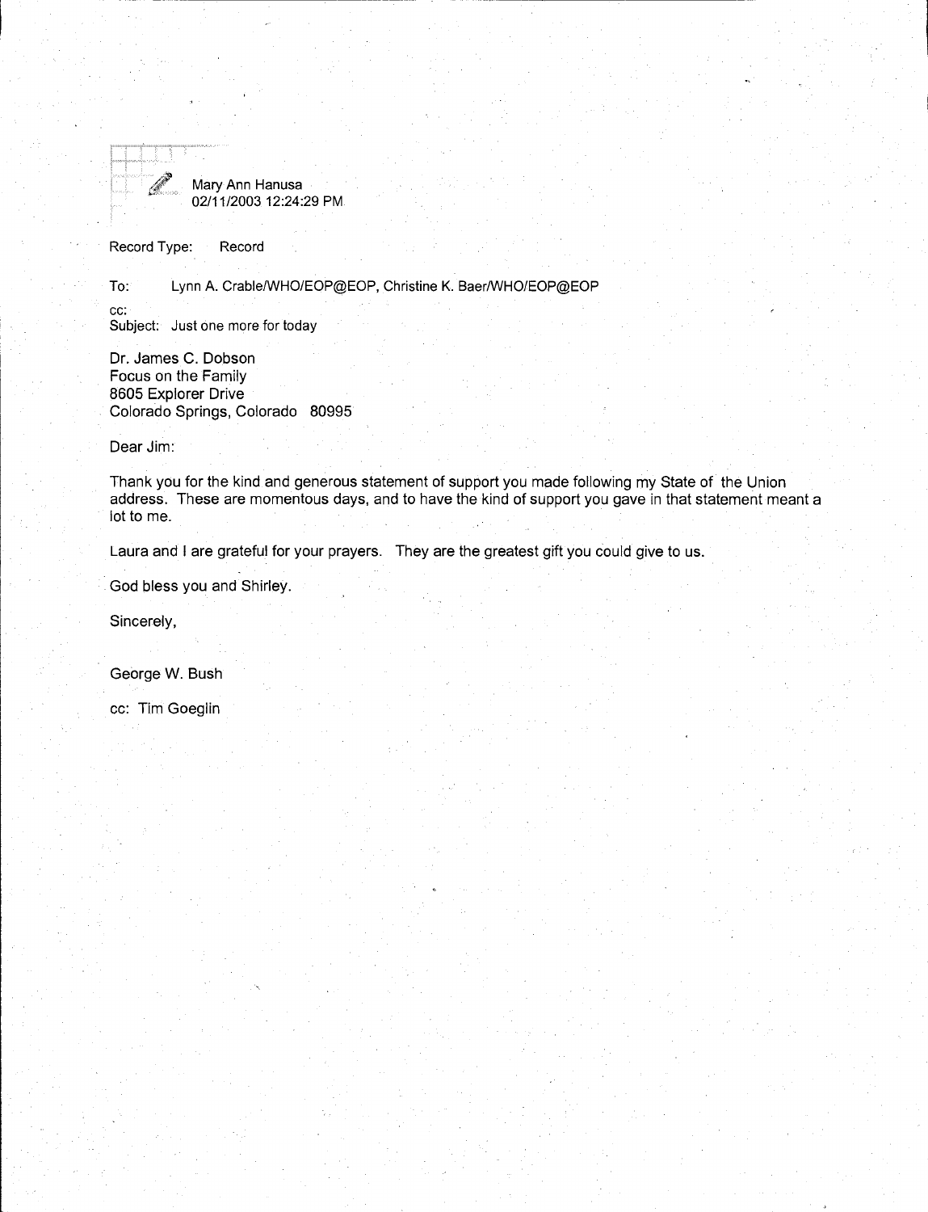Mary Ann Hanusa
02/11/2003 12:24:29 PM

Record Type: Record

To: Lynn A. Crable/WHO/EOP@EOP, Christine K. Baer/WHO/EOP@EOP

cc:

Subject: Just one more for today

Dr. James C. Dobson
Focus on the Family
8605 Explorer Drive
Colorado Springs, Colorado 80995

Dear Jim:

Thank you for the kind and generous statement of support you made following my State of the Union address. These are momentous days, and to have the kind of support you gave in that statement meant a lot to me.

Laura and I are grateful for your prayers. They are the greatest gift you could give to us.

God bless you and Shirley.

Sincerely,

George W. Bush

cc: Tim Goeglin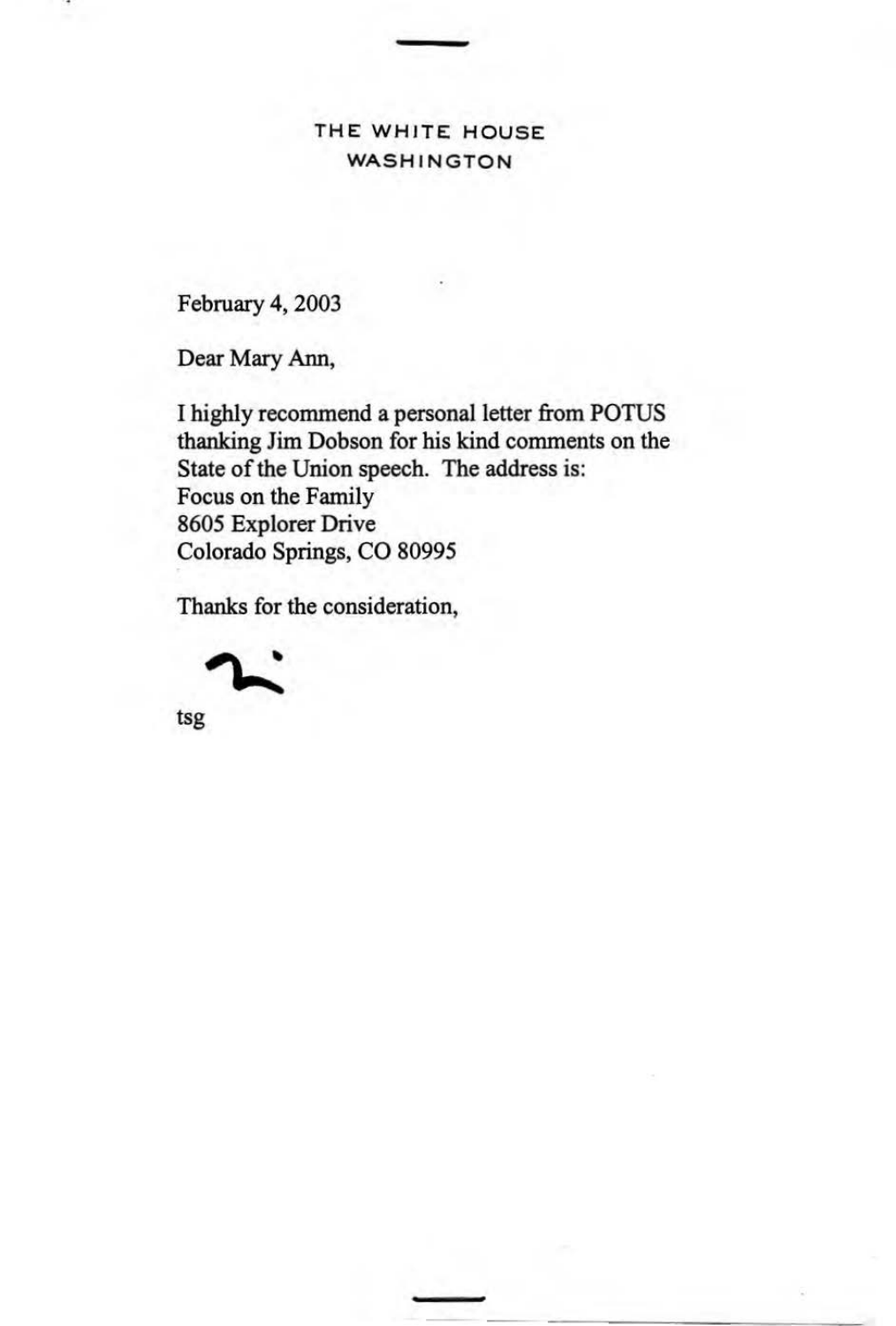THE WHITE HOUSE
WASHINGTON

February 4, 2003

Dear Mary Ann,

I highly recommend a personal letter from POTUS thanking Jim Dobson for his kind comments on the State of the Union speech. The address is:
Focus on the Family
8605 Explorer Drive
Colorado Springs, CO 80995

Thanks for the consideration,

tsg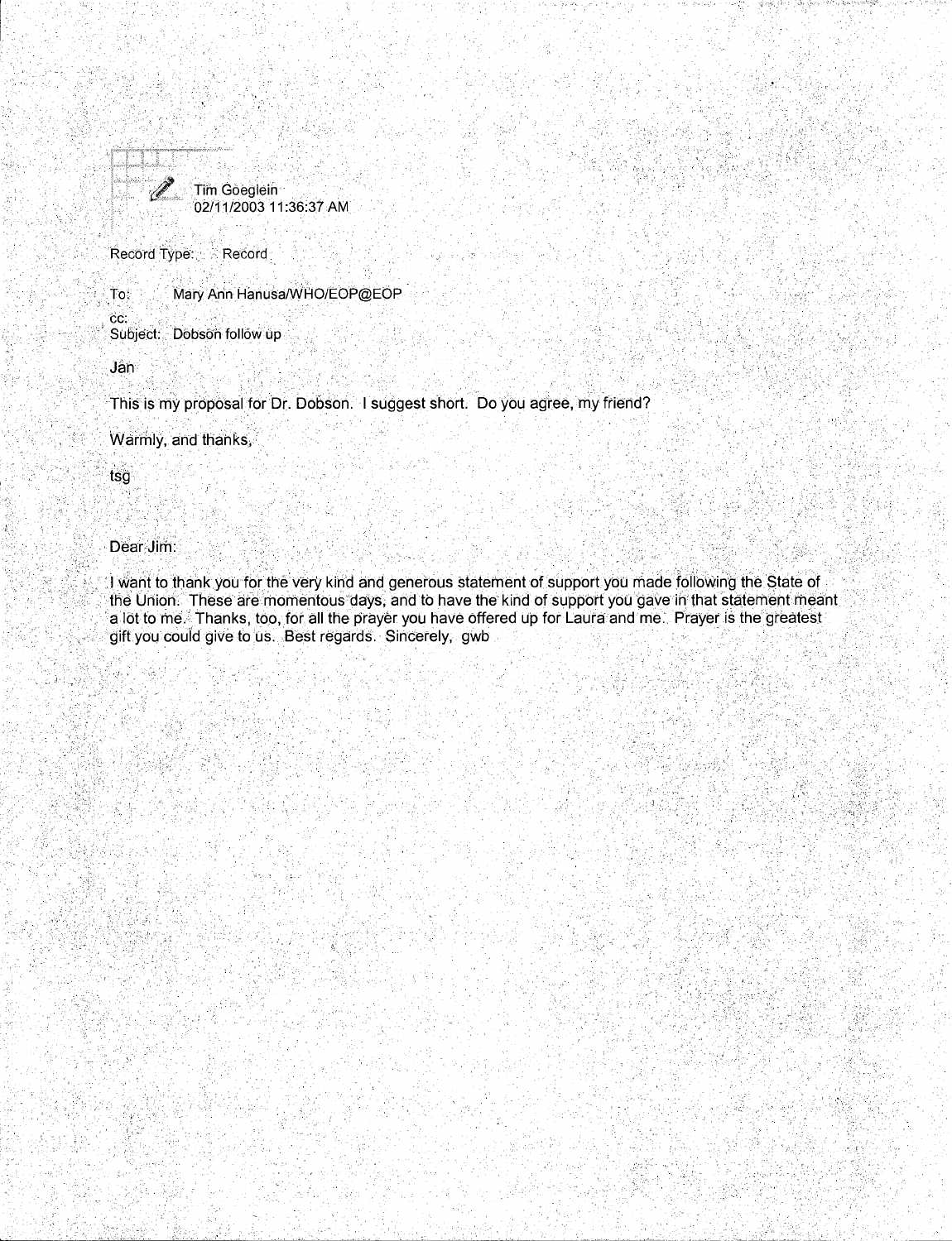Tim Goeglein
02/11/2003 11:36:37 AM

Record Type: Record

To: Mary Ann Hanusa/WHO/EOP@EOP

cc:

Subject: Dobson follow up

Jan

This is my proposal for Dr. Dobson. I suggest short. Do you agree, my friend?

Warmly, and thanks,

tsg

Dear Jim:

I want to thank you for the very kind and generous statement of support you made following the State of the Union. These are momentous days, and to have the kind of support you gave in that statement meant a lot to me. Thanks, too, for all the prayer you have offered up for Laura and me. Prayer is the greatest gift you could give to us. Best regards. Sincerely, gwb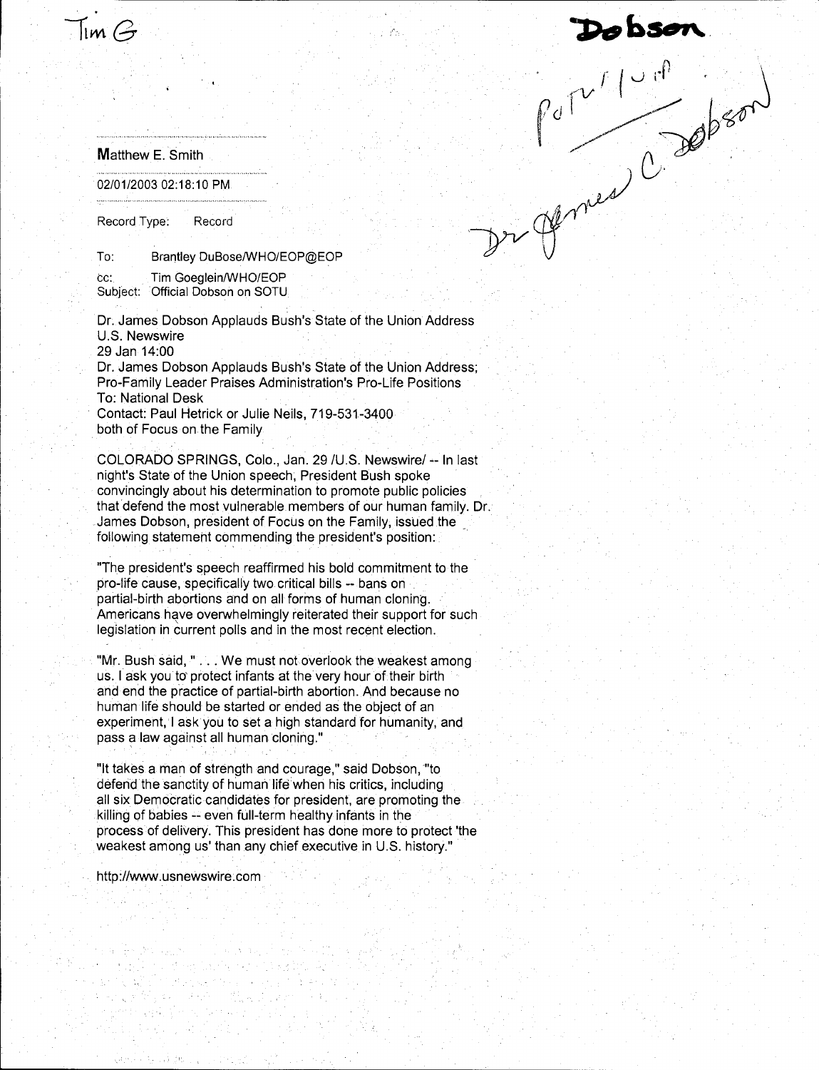Tim G

**Dobson**

Dr James C. Dobson

**Matthew E. Smith**

02/01/2003 02:18:10 PM

Record Type: Record

To: Brantley DuBose/WHO/EOP@EOP

cc: Tim Goeglein/WHO/EOP

Subject: Official Dobson on SOTU

Dr. James Dobson Applauds Bush's State of the Union Address
U.S. Newswire
29 Jan 14:00
Dr. James Dobson Applauds Bush's State of the Union Address;
Pro-Family Leader Praises Administration's Pro-Life Positions
To: National Desk
Contact: Paul Hetrick or Julie Neils, 719-531-3400
both of Focus on the Family

COLORADO SPRINGS, Colo., Jan. 29 /U.S. Newswire/ -- In last night's State of the Union speech, President Bush spoke convincingly about his determination to promote public policies that defend the most vulnerable members of our human family. Dr. James Dobson, president of Focus on the Family, issued the following statement commending the president's position:

"The president's speech reaffirmed his bold commitment to the pro-life cause, specifically two critical bills -- bans on partial-birth abortions and on all forms of human cloning. Americans have overwhelmingly reiterated their support for such legislation in current polls and in the most recent election.

"Mr. Bush said, " . . . We must not overlook the weakest among us. I ask you to protect infants at the very hour of their birth and end the practice of partial-birth abortion. And because no human life should be started or ended as the object of an experiment, I ask you to set a high standard for humanity, and pass a law against all human cloning."

"It takes a man of strength and courage," said Dobson, "to defend the sanctity of human life when his critics, including all six Democratic candidates for president, are promoting the killing of babies -- even full-term healthy infants in the process of delivery. This president has done more to protect 'the weakest among us' than any chief executive in U.S. history."

http://www.usnewswire.com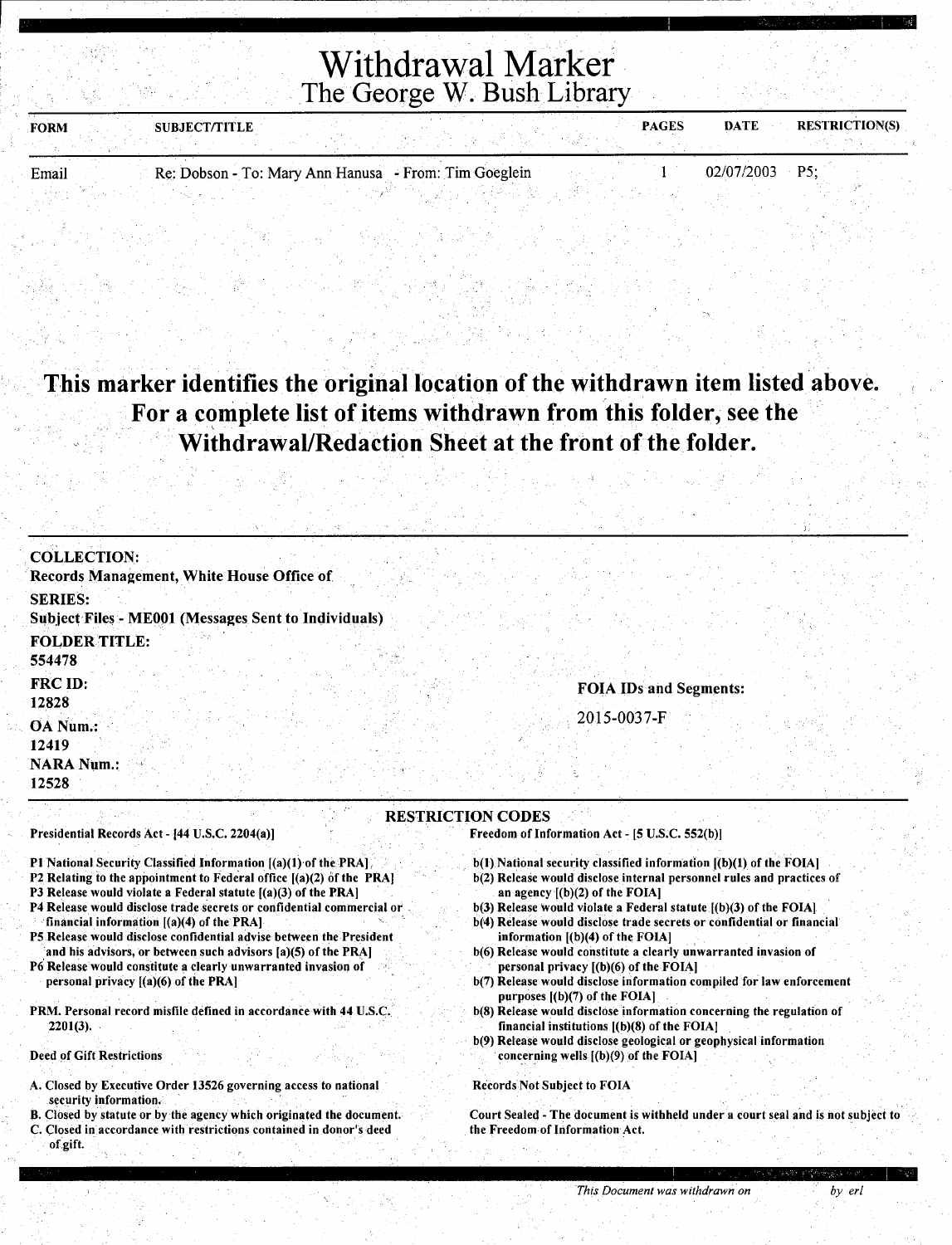# Withdrawal Marker

## The George W. Bush Library

| FORM | SUBJECT/TITLE | PAGES | DATE | RESTRICTION(S) |
|---|---|---|---|---|
| Email | Re: Dobson - To: Mary Ann Hanusa - From: Tim Goeglein | 1 | 02/07/2003 | P5; |

**This marker identifies the original location of the withdrawn item listed above. For a complete list of items withdrawn from this folder, see the Withdrawal/Redaction Sheet at the front of the folder.**

**COLLECTION:**
Records Management, White House Office of

**SERIES:**
Subject Files - ME001 (Messages Sent to Individuals)

**FOLDER TITLE:**
554478

**FRC ID:**
12828

**OA Num.:**
12419

**NARA Num.:**
12528

**FOIA IDs and Segments:**

2015-0037-F

### RESTRICTION CODES

**Presidential Records Act - [44 U.S.C. 2204(a)]**

P1 National Security Classified Information [(a)(1) of the PRA]
P2 Relating to the appointment to Federal office [(a)(2) of the PRA]
P3 Release would violate a Federal statute [(a)(3) of the PRA]
P4 Release would disclose trade secrets or confidential commercial or financial information [(a)(4) of the PRA]
P5 Release would disclose confidential advise between the President and his advisors, or between such advisors [a)(5) of the PRA]
P6 Release would constitute a clearly unwarranted invasion of personal privacy [(a)(6) of the PRA]

PRM. Personal record misfile defined in accordance with 44 U.S.C. 2201(3).

**Deed of Gift Restrictions**

A. Closed by Executive Order 13526 governing access to national security information.
B. Closed by statute or by the agency which originated the document.
C. Closed in accordance with restrictions contained in donor's deed of gift.

**Freedom of Information Act - [5 U.S.C. 552(b)]**

b(1) National security classified information [(b)(1) of the FOIA]
b(2) Release would disclose internal personnel rules and practices of an agency [(b)(2) of the FOIA]
b(3) Release would violate a Federal statute [(b)(3) of the FOIA]
b(4) Release would disclose trade secrets or confidential or financial information [(b)(4) of the FOIA]
b(6) Release would constitute a clearly unwarranted invasion of personal privacy [(b)(6) of the FOIA]
b(7) Release would disclose information compiled for law enforcement purposes [(b)(7) of the FOIA]
b(8) Release would disclose information concerning the regulation of financial institutions [(b)(8) of the FOIA]
b(9) Release would disclose geological or geophysical information concerning wells [(b)(9) of the FOIA]

**Records Not Subject to FOIA**

Court Sealed - The document is withheld under a court seal and is not subject to the Freedom of Information Act.

*This Document was withdrawn on* *by erl*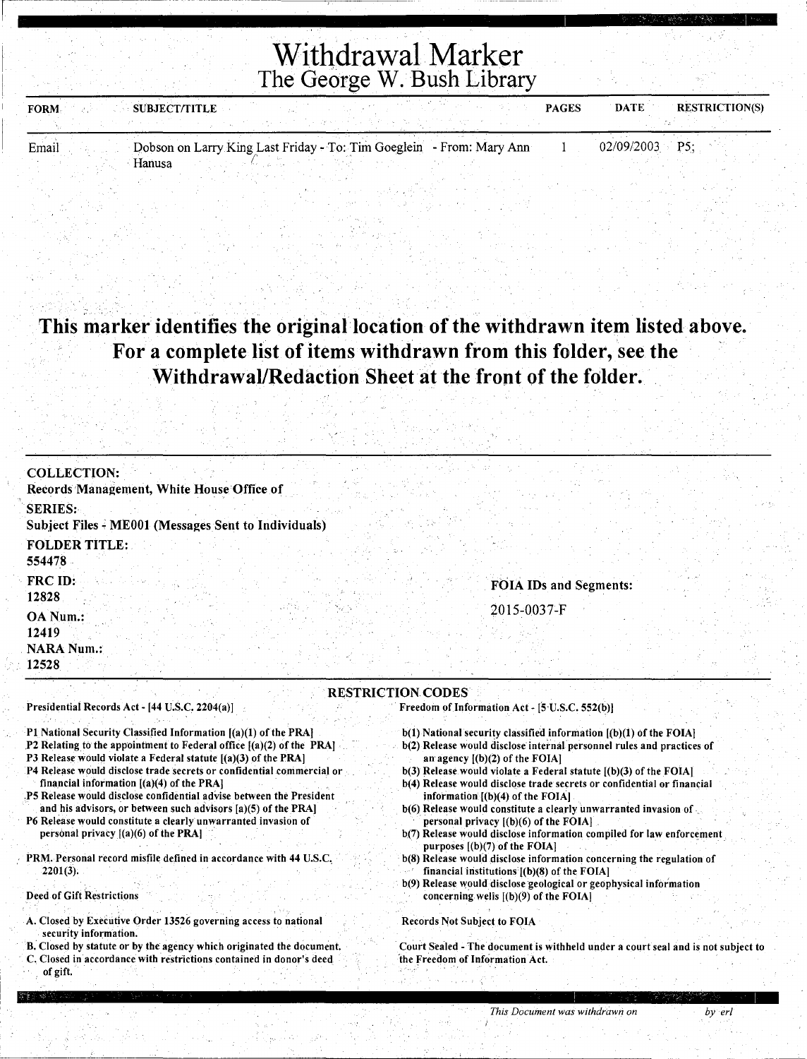# Withdrawal Marker
## The George W. Bush Library

| FORM | SUBJECT/TITLE | PAGES | DATE | RESTRICTION(S) |
|---|---|---|---|---|
| Email | Dobson on Larry King Last Friday - To: Tim Goeglein - From: Mary Ann Hanusa | 1 | 02/09/2003 | P5; |

**This marker identifies the original location of the withdrawn item listed above. For a complete list of items withdrawn from this folder, see the Withdrawal/Redaction Sheet at the front of the folder.**

**COLLECTION:**
Records Management, White House Office of

**SERIES:**
Subject Files - ME001 (Messages Sent to Individuals)

**FOLDER TITLE:**
554478

**FRC ID:**
12828

**OA Num.:**
12419

**NARA Num.:**
12528

**FOIA IDs and Segments:**
2015-0037-F

**RESTRICTION CODES**

Presidential Records Act - [44 U.S.C. 2204(a)]

P1 National Security Classified Information [(a)(1) of the PRA]
P2 Relating to the appointment to Federal office [(a)(2) of the PRA]
P3 Release would violate a Federal statute [(a)(3) of the PRA]
P4 Release would disclose trade secrets or confidential commercial or financial information [(a)(4) of the PRA]
P5 Release would disclose confidential advise between the President and his advisors, or between such advisors [a)(5) of the PRA]
P6 Release would constitute a clearly unwarranted invasion of personal privacy [(a)(6) of the PRA]

PRM. Personal record misfile defined in accordance with 44 U.S.C. 2201(3).

Deed of Gift Restrictions

A. Closed by Executive Order 13526 governing access to national security information.
B. Closed by statute or by the agency which originated the document.
C. Closed in accordance with restrictions contained in donor's deed of gift.

Freedom of Information Act - [5 U.S.C. 552(b)]

b(1) National security classified information [(b)(1) of the FOIA]
b(2) Release would disclose internal personnel rules and practices of an agency [(b)(2) of the FOIA]
b(3) Release would violate a Federal statute [(b)(3) of the FOIA]
b(4) Release would disclose trade secrets or confidential or financial information [(b)(4) of the FOIA]
b(6) Release would constitute a clearly unwarranted invasion of personal privacy [(b)(6) of the FOIA]
b(7) Release would disclose information compiled for law enforcement purposes [(b)(7) of the FOIA]
b(8) Release would disclose information concerning the regulation of financial institutions [(b)(8) of the FOIA]
b(9) Release would disclose geological or geophysical information concerning wells [(b)(9) of the FOIA]

Records Not Subject to FOIA

Court Sealed - The document is withheld under a court seal and is not subject to the Freedom of Information Act.

*This Document was withdrawn on* *by erl*